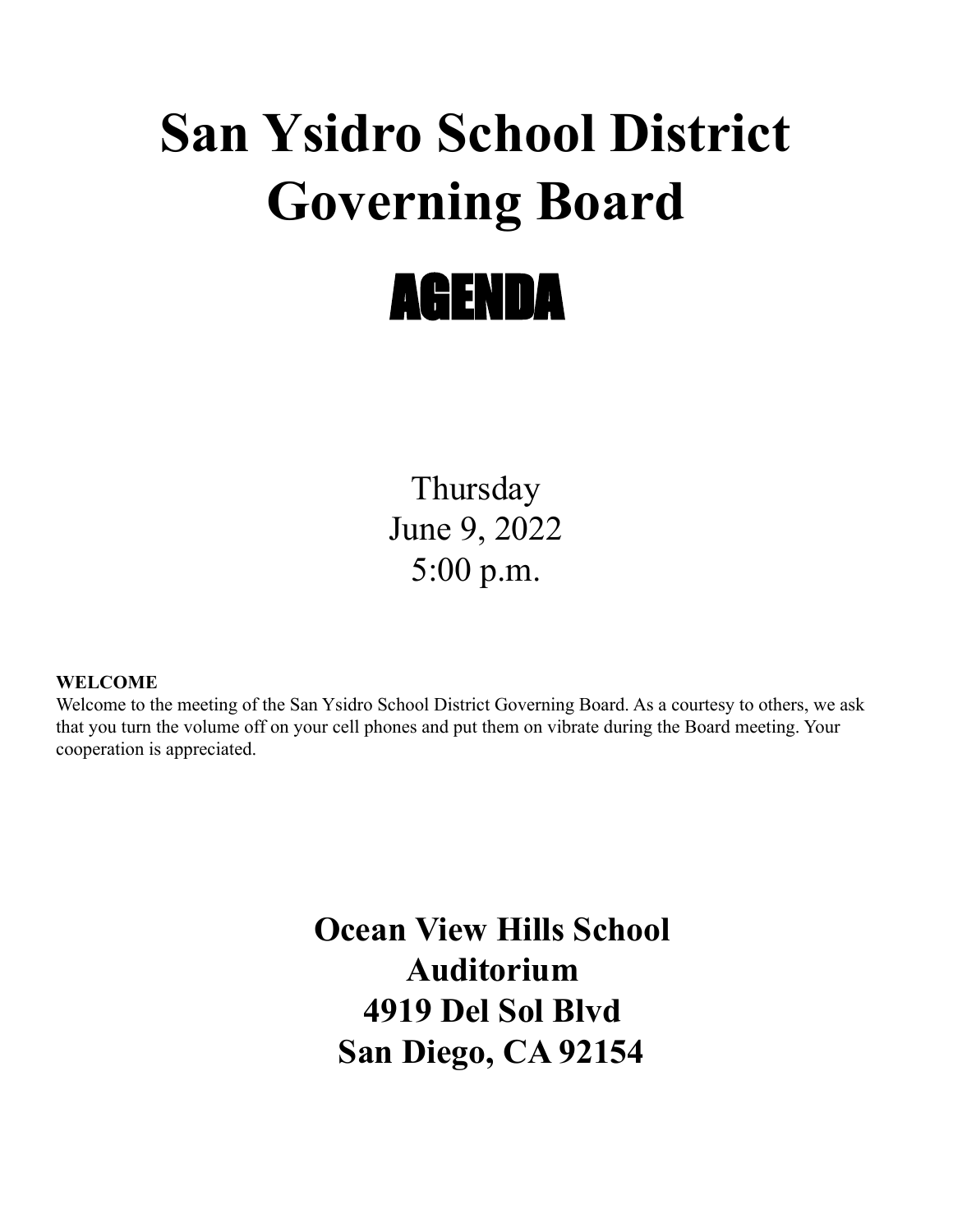# San Ysidro School District Governing Board

# AGENDA

Thursday
June 9, 2022
5:00 p.m.

**WELCOME**

Welcome to the meeting of the San Ysidro School District Governing Board. As a courtesy to others, we ask that you turn the volume off on your cell phones and put them on vibrate during the Board meeting. Your cooperation is appreciated.

**Ocean View Hills School**
**Auditorium**
**4919 Del Sol Blvd**
**San Diego, CA 92154**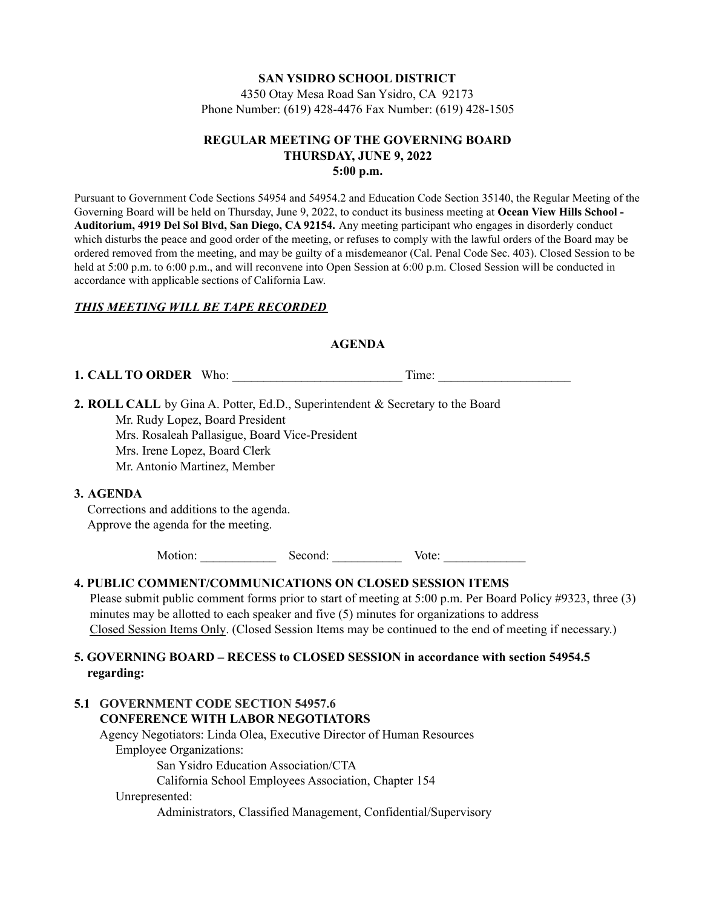**SAN YSIDRO SCHOOL DISTRICT**

4350 Otay Mesa Road San Ysidro, CA 92173

Phone Number: (619) 428-4476 Fax Number: (619) 428-1505

**REGULAR MEETING OF THE GOVERNING BOARD**
**THURSDAY, JUNE 9, 2022**
**5:00 p.m.**

Pursuant to Government Code Sections 54954 and 54954.2 and Education Code Section 35140, the Regular Meeting of the Governing Board will be held on Thursday, June 9, 2022, to conduct its business meeting at **Ocean View Hills School - Auditorium, 4919 Del Sol Blvd, San Diego, CA 92154.** Any meeting participant who engages in disorderly conduct which disturbs the peace and good order of the meeting, or refuses to comply with the lawful orders of the Board may be ordered removed from the meeting, and may be guilty of a misdemeanor (Cal. Penal Code Sec. 403). Closed Session to be held at 5:00 p.m. to 6:00 p.m., and will reconvene into Open Session at 6:00 p.m. Closed Session will be conducted in accordance with applicable sections of California Law.

***THIS MEETING WILL BE TAPE RECORDED***

**AGENDA**

**1. CALL TO ORDER** Who: ___________________________ Time: _____________________

**2. ROLL CALL** by Gina A. Potter, Ed.D., Superintendent & Secretary to the Board

Mr. Rudy Lopez, Board President
Mrs. Rosaleah Pallasigue, Board Vice-President
Mrs. Irene Lopez, Board Clerk
Mr. Antonio Martinez, Member

**3. AGENDA**

Corrections and additions to the agenda.
Approve the agenda for the meeting.

Motion: ____________ Second: ___________ Vote: _____________

**4. PUBLIC COMMENT/COMMUNICATIONS ON CLOSED SESSION ITEMS**

Please submit public comment forms prior to start of meeting at 5:00 p.m. Per Board Policy #9323, three (3) minutes may be allotted to each speaker and five (5) minutes for organizations to address Closed Session Items Only. (Closed Session Items may be continued to the end of meeting if necessary.)

**5. GOVERNING BOARD – RECESS to CLOSED SESSION in accordance with section 54954.5 regarding:**

**5.1 GOVERNMENT CODE SECTION 54957.6**
**CONFERENCE WITH LABOR NEGOTIATORS**

Agency Negotiators: Linda Olea, Executive Director of Human Resources

Employee Organizations:

San Ysidro Education Association/CTA
California School Employees Association, Chapter 154

Unrepresented:

Administrators, Classified Management, Confidential/Supervisory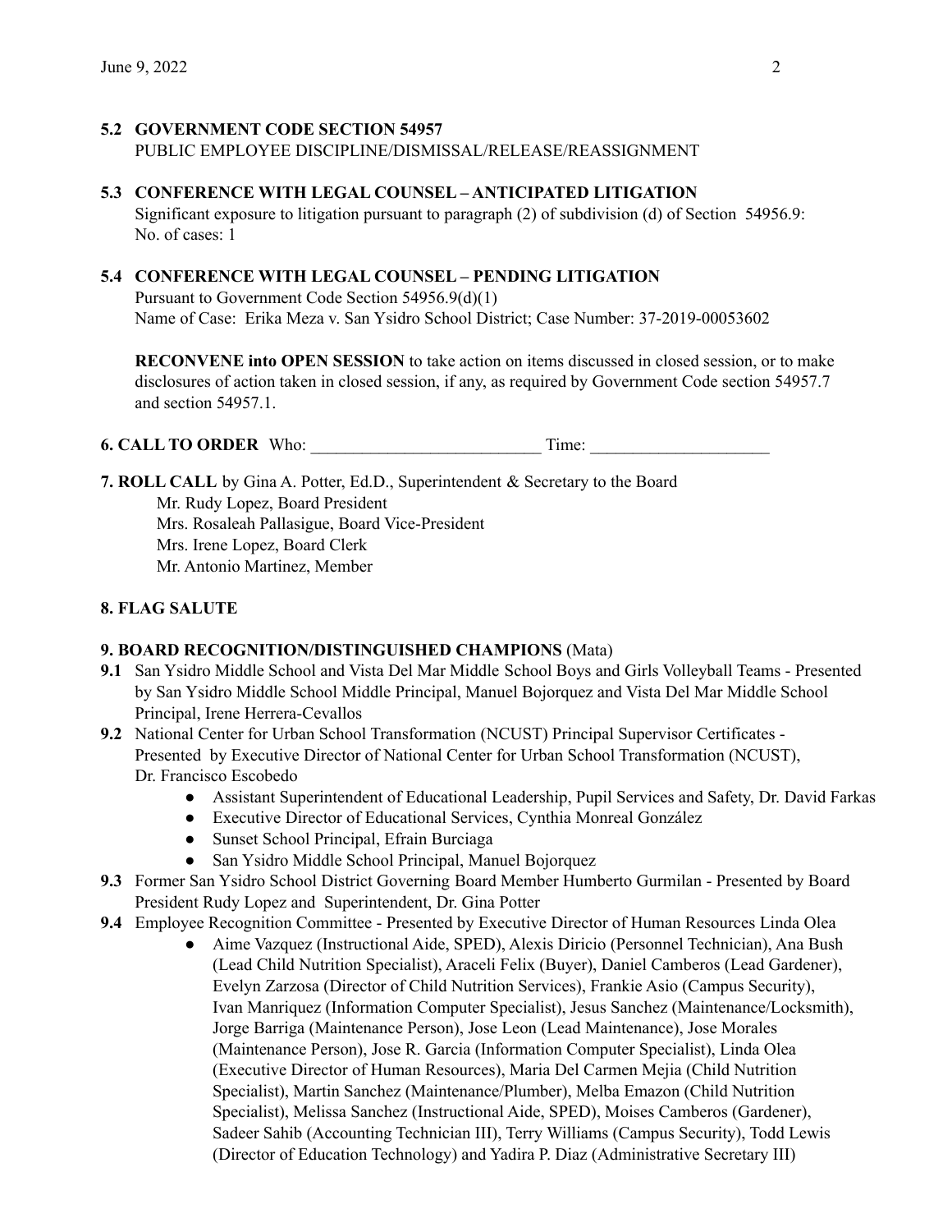**5.2 GOVERNMENT CODE SECTION 54957**
PUBLIC EMPLOYEE DISCIPLINE/DISMISSAL/RELEASE/REASSIGNMENT

**5.3 CONFERENCE WITH LEGAL COUNSEL – ANTICIPATED LITIGATION**
Significant exposure to litigation pursuant to paragraph (2) of subdivision (d) of Section 54956.9:
No. of cases: 1

**5.4 CONFERENCE WITH LEGAL COUNSEL – PENDING LITIGATION**
Pursuant to Government Code Section 54956.9(d)(1)
Name of Case: Erika Meza v. San Ysidro School District; Case Number: 37-2019-00053602

**RECONVENE into OPEN SESSION** to take action on items discussed in closed session, or to make disclosures of action taken in closed session, if any, as required by Government Code section 54957.7 and section 54957.1.

**6. CALL TO ORDER** Who: ___________________________ Time: _____________________

**7. ROLL CALL** by Gina A. Potter, Ed.D., Superintendent & Secretary to the Board
Mr. Rudy Lopez, Board President
Mrs. Rosaleah Pallasigue, Board Vice-President
Mrs. Irene Lopez, Board Clerk
Mr. Antonio Martinez, Member

**8. FLAG SALUTE**

**9. BOARD RECOGNITION/DISTINGUISHED CHAMPIONS** (Mata)

**9.1** San Ysidro Middle School and Vista Del Mar Middle School Boys and Girls Volleyball Teams - Presented by San Ysidro Middle School Middle Principal, Manuel Bojorquez and Vista Del Mar Middle School Principal, Irene Herrera-Cevallos

**9.2** National Center for Urban School Transformation (NCUST) Principal Supervisor Certificates - Presented by Executive Director of National Center for Urban School Transformation (NCUST), Dr. Francisco Escobedo

- Assistant Superintendent of Educational Leadership, Pupil Services and Safety, Dr. David Farkas
- Executive Director of Educational Services, Cynthia Monreal González
- Sunset School Principal, Efrain Burciaga
- San Ysidro Middle School Principal, Manuel Bojorquez

**9.3** Former San Ysidro School District Governing Board Member Humberto Gurmilan - Presented by Board President Rudy Lopez and Superintendent, Dr. Gina Potter

**9.4** Employee Recognition Committee - Presented by Executive Director of Human Resources Linda Olea

- Aime Vazquez (Instructional Aide, SPED), Alexis Diricio (Personnel Technician), Ana Bush (Lead Child Nutrition Specialist), Araceli Felix (Buyer), Daniel Camberos (Lead Gardener), Evelyn Zarzosa (Director of Child Nutrition Services), Frankie Asio (Campus Security), Ivan Manriquez (Information Computer Specialist), Jesus Sanchez (Maintenance/Locksmith), Jorge Barriga (Maintenance Person), Jose Leon (Lead Maintenance), Jose Morales (Maintenance Person), Jose R. Garcia (Information Computer Specialist), Linda Olea (Executive Director of Human Resources), Maria Del Carmen Mejia (Child Nutrition Specialist), Martin Sanchez (Maintenance/Plumber), Melba Emazon (Child Nutrition Specialist), Melissa Sanchez (Instructional Aide, SPED), Moises Camberos (Gardener), Sadeer Sahib (Accounting Technician III), Terry Williams (Campus Security), Todd Lewis (Director of Education Technology) and Yadira P. Diaz (Administrative Secretary III)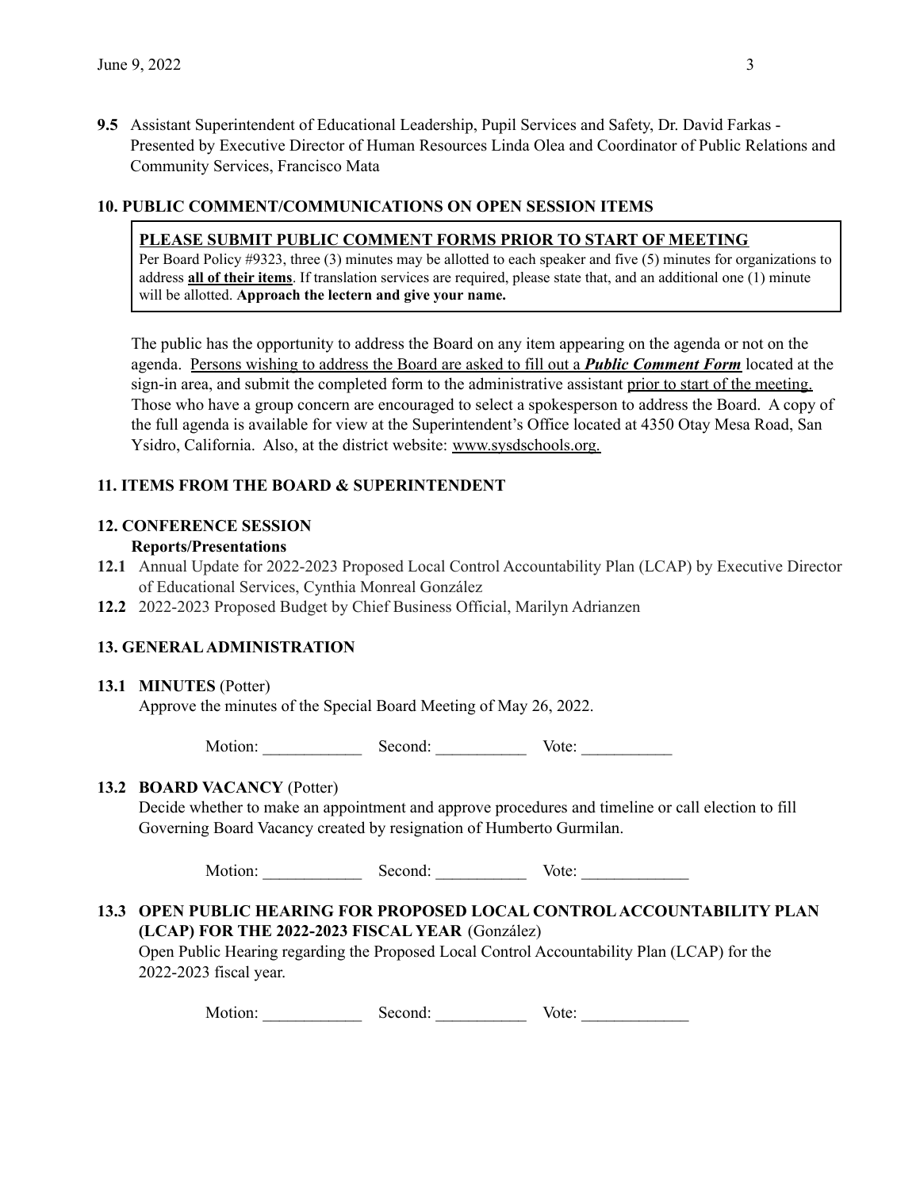**9.5** Assistant Superintendent of Educational Leadership, Pupil Services and Safety, Dr. David Farkas - Presented by Executive Director of Human Resources Linda Olea and Coordinator of Public Relations and Community Services, Francisco Mata

## 10. PUBLIC COMMENT/COMMUNICATIONS ON OPEN SESSION ITEMS

**PLEASE SUBMIT PUBLIC COMMENT FORMS PRIOR TO START OF MEETING**
Per Board Policy #9323, three (3) minutes may be allotted to each speaker and five (5) minutes for organizations to address **all of their items**. If translation services are required, please state that, and an additional one (1) minute will be allotted. **Approach the lectern and give your name.**

The public has the opportunity to address the Board on any item appearing on the agenda or not on the agenda. Persons wishing to address the Board are asked to fill out a ***Public Comment Form*** located at the sign-in area, and submit the completed form to the administrative assistant prior to start of the meeting. Those who have a group concern are encouraged to select a spokesperson to address the Board. A copy of the full agenda is available for view at the Superintendent's Office located at 4350 Otay Mesa Road, San Ysidro, California. Also, at the district website: www.sysdschools.org.

## 11. ITEMS FROM THE BOARD & SUPERINTENDENT

## 12. CONFERENCE SESSION

**Reports/Presentations**

**12.1** Annual Update for 2022-2023 Proposed Local Control Accountability Plan (LCAP) by Executive Director of Educational Services, Cynthia Monreal González

**12.2** 2022-2023 Proposed Budget by Chief Business Official, Marilyn Adrianzen

## 13. GENERAL ADMINISTRATION

**13.1 MINUTES** (Potter)
Approve the minutes of the Special Board Meeting of May 26, 2022.

Motion: ____________ Second: ___________ Vote: ___________

**13.2 BOARD VACANCY** (Potter)
Decide whether to make an appointment and approve procedures and timeline or call election to fill Governing Board Vacancy created by resignation of Humberto Gurmilan.

Motion: ____________ Second: ___________ Vote: _____________

**13.3 OPEN PUBLIC HEARING FOR PROPOSED LOCAL CONTROL ACCOUNTABILITY PLAN (LCAP) FOR THE 2022-2023 FISCAL YEAR** (González)
Open Public Hearing regarding the Proposed Local Control Accountability Plan (LCAP) for the 2022-2023 fiscal year.

Motion: ____________ Second: ___________ Vote: _____________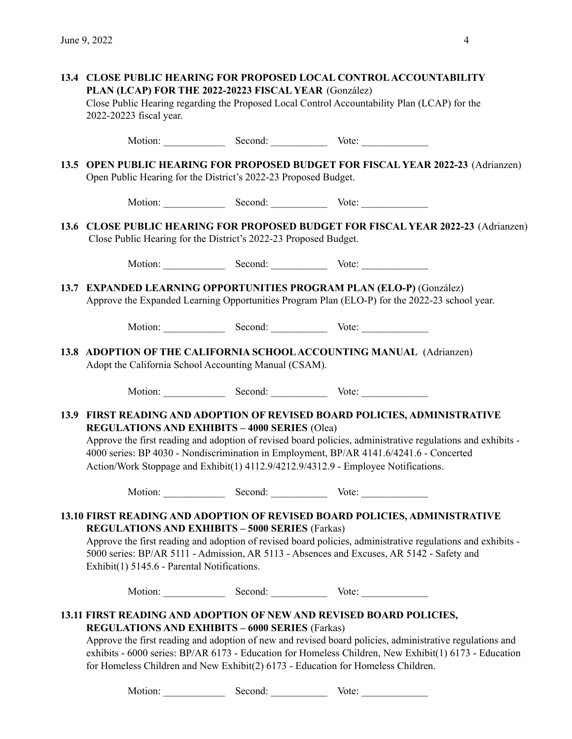**13.4 CLOSE PUBLIC HEARING FOR PROPOSED LOCAL CONTROL ACCOUNTABILITY PLAN (LCAP) FOR THE 2022-20223 FISCAL YEAR** (González)

Close Public Hearing regarding the Proposed Local Control Accountability Plan (LCAP) for the 2022-20223 fiscal year.

Motion: ____________ Second: ___________ Vote: _____________

**13.5 OPEN PUBLIC HEARING FOR PROPOSED BUDGET FOR FISCAL YEAR 2022-23** (Adrianzen)

Open Public Hearing for the District's 2022-23 Proposed Budget.

Motion: ____________ Second: ___________ Vote: _____________

**13.6 CLOSE PUBLIC HEARING FOR PROPOSED BUDGET FOR FISCAL YEAR 2022-23** (Adrianzen)

Close Public Hearing for the District's 2022-23 Proposed Budget.

Motion: ____________ Second: ___________ Vote: _____________

**13.7 EXPANDED LEARNING OPPORTUNITIES PROGRAM PLAN (ELO-P)** (González)

Approve the Expanded Learning Opportunities Program Plan (ELO-P) for the 2022-23 school year.

Motion: ____________ Second: ___________ Vote: _____________

**13.8 ADOPTION OF THE CALIFORNIA SCHOOL ACCOUNTING MANUAL** (Adrianzen)

Adopt the California School Accounting Manual (CSAM).

Motion: ____________ Second: ___________ Vote: _____________

**13.9 FIRST READING AND ADOPTION OF REVISED BOARD POLICIES, ADMINISTRATIVE REGULATIONS AND EXHIBITS – 4000 SERIES** (Olea)

Approve the first reading and adoption of revised board policies, administrative regulations and exhibits - 4000 series: BP 4030 - Nondiscrimination in Employment, BP/AR 4141.6/4241.6 - Concerted Action/Work Stoppage and Exhibit(1) 4112.9/4212.9/4312.9 - Employee Notifications.

Motion: ____________ Second: ___________ Vote: _____________

**13.10 FIRST READING AND ADOPTION OF REVISED BOARD POLICIES, ADMINISTRATIVE REGULATIONS AND EXHIBITS – 5000 SERIES** (Farkas)

Approve the first reading and adoption of revised board policies, administrative regulations and exhibits - 5000 series: BP/AR 5111 - Admission, AR 5113 - Absences and Excuses, AR 5142 - Safety and Exhibit(1) 5145.6 - Parental Notifications.

Motion: ____________ Second: ___________ Vote: _____________

**13.11 FIRST READING AND ADOPTION OF NEW AND REVISED BOARD POLICIES, REGULATIONS AND EXHIBITS – 6000 SERIES** (Farkas)

Approve the first reading and adoption of new and revised board policies, administrative regulations and exhibits - 6000 series: BP/AR 6173 - Education for Homeless Children, New Exhibit(1) 6173 - Education for Homeless Children and New Exhibit(2) 6173 - Education for Homeless Children.

Motion: ____________ Second: ___________ Vote: _____________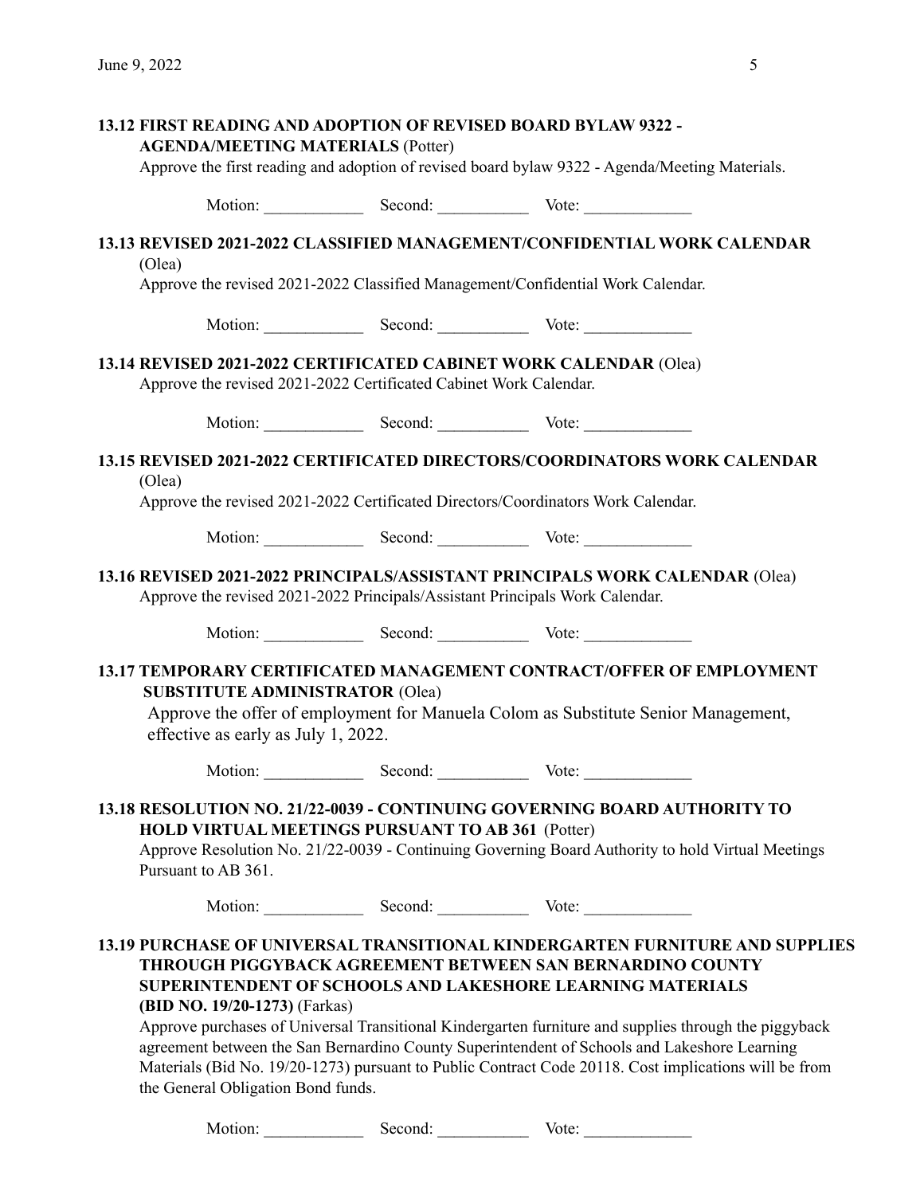**13.12 FIRST READING AND ADOPTION OF REVISED BOARD BYLAW 9322 - AGENDA/MEETING MATERIALS** (Potter)

Approve the first reading and adoption of revised board bylaw 9322 - Agenda/Meeting Materials.

Motion: ____________ Second: ___________ Vote: _____________

**13.13 REVISED 2021-2022 CLASSIFIED MANAGEMENT/CONFIDENTIAL WORK CALENDAR** (Olea)

Approve the revised 2021-2022 Classified Management/Confidential Work Calendar.

Motion: ____________ Second: ___________ Vote: _____________

**13.14 REVISED 2021-2022 CERTIFICATED CABINET WORK CALENDAR** (Olea)

Approve the revised 2021-2022 Certificated Cabinet Work Calendar.

Motion: ____________ Second: ___________ Vote: _____________

**13.15 REVISED 2021-2022 CERTIFICATED DIRECTORS/COORDINATORS WORK CALENDAR** (Olea)

Approve the revised 2021-2022 Certificated Directors/Coordinators Work Calendar.

Motion: ____________ Second: ___________ Vote: _____________

**13.16 REVISED 2021-2022 PRINCIPALS/ASSISTANT PRINCIPALS WORK CALENDAR** (Olea)

Approve the revised 2021-2022 Principals/Assistant Principals Work Calendar.

Motion: ____________ Second: ___________ Vote: _____________

**13.17 TEMPORARY CERTIFICATED MANAGEMENT CONTRACT/OFFER OF EMPLOYMENT SUBSTITUTE ADMINISTRATOR** (Olea)

Approve the offer of employment for Manuela Colom as Substitute Senior Management, effective as early as July 1, 2022.

Motion: ____________ Second: ___________ Vote: _____________

**13.18 RESOLUTION NO. 21/22-0039 - CONTINUING GOVERNING BOARD AUTHORITY TO HOLD VIRTUAL MEETINGS PURSUANT TO AB 361** (Potter)

Approve Resolution No. 21/22-0039 - Continuing Governing Board Authority to hold Virtual Meetings Pursuant to AB 361.

Motion: ____________ Second: ___________ Vote: _____________

**13.19 PURCHASE OF UNIVERSAL TRANSITIONAL KINDERGARTEN FURNITURE AND SUPPLIES THROUGH PIGGYBACK AGREEMENT BETWEEN SAN BERNARDINO COUNTY SUPERINTENDENT OF SCHOOLS AND LAKESHORE LEARNING MATERIALS (BID NO. 19/20-1273)** (Farkas)

Approve purchases of Universal Transitional Kindergarten furniture and supplies through the piggyback agreement between the San Bernardino County Superintendent of Schools and Lakeshore Learning Materials (Bid No. 19/20-1273) pursuant to Public Contract Code 20118. Cost implications will be from the General Obligation Bond funds.

Motion: ____________ Second: ___________ Vote: _____________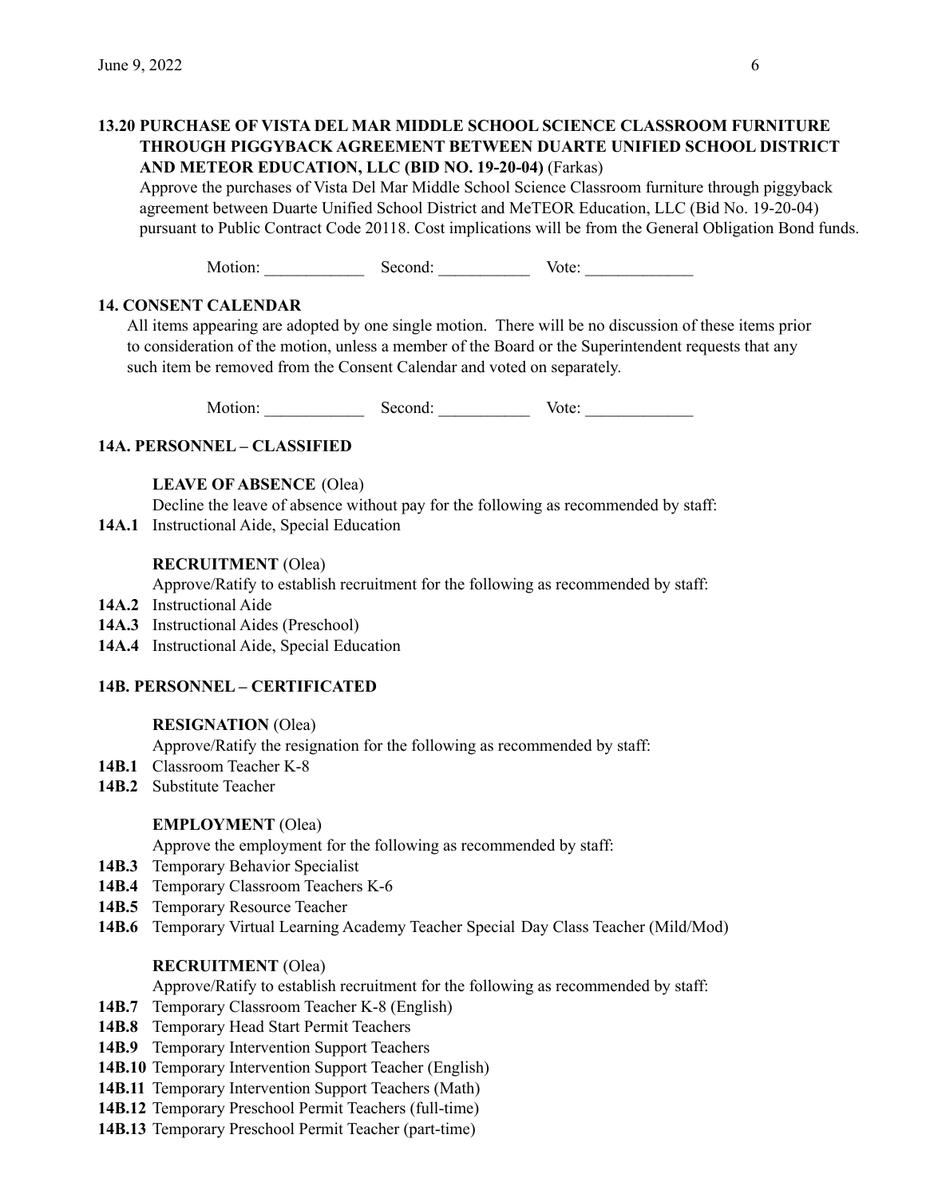**13.20 PURCHASE OF VISTA DEL MAR MIDDLE SCHOOL SCIENCE CLASSROOM FURNITURE THROUGH PIGGYBACK AGREEMENT BETWEEN DUARTE UNIFIED SCHOOL DISTRICT AND METEOR EDUCATION, LLC (BID NO. 19-20-04)** (Farkas)

Approve the purchases of Vista Del Mar Middle School Science Classroom furniture through piggyback agreement between Duarte Unified School District and MeTEOR Education, LLC (Bid No. 19-20-04) pursuant to Public Contract Code 20118. Cost implications will be from the General Obligation Bond funds.

Motion: ____________ Second: ___________ Vote: _____________

## 14. CONSENT CALENDAR

All items appearing are adopted by one single motion. There will be no discussion of these items prior to consideration of the motion, unless a member of the Board or the Superintendent requests that any such item be removed from the Consent Calendar and voted on separately.

Motion: ____________ Second: ___________ Vote: _____________

### 14A. PERSONNEL – CLASSIFIED

**LEAVE OF ABSENCE** (Olea)

Decline the leave of absence without pay for the following as recommended by staff:

**14A.1** Instructional Aide, Special Education

**RECRUITMENT** (Olea)

Approve/Ratify to establish recruitment for the following as recommended by staff:

**14A.2** Instructional Aide
**14A.3** Instructional Aides (Preschool)
**14A.4** Instructional Aide, Special Education

### 14B. PERSONNEL – CERTIFICATED

**RESIGNATION** (Olea)

Approve/Ratify the resignation for the following as recommended by staff:

**14B.1** Classroom Teacher K-8
**14B.2** Substitute Teacher

**EMPLOYMENT** (Olea)

Approve the employment for the following as recommended by staff:

**14B.3** Temporary Behavior Specialist
**14B.4** Temporary Classroom Teachers K-6
**14B.5** Temporary Resource Teacher
**14B.6** Temporary Virtual Learning Academy Teacher Special Day Class Teacher (Mild/Mod)

**RECRUITMENT** (Olea)

Approve/Ratify to establish recruitment for the following as recommended by staff:

**14B.7** Temporary Classroom Teacher K-8 (English)
**14B.8** Temporary Head Start Permit Teachers
**14B.9** Temporary Intervention Support Teachers
**14B.10** Temporary Intervention Support Teacher (English)
**14B.11** Temporary Intervention Support Teachers (Math)
**14B.12** Temporary Preschool Permit Teachers (full-time)
**14B.13** Temporary Preschool Permit Teacher (part-time)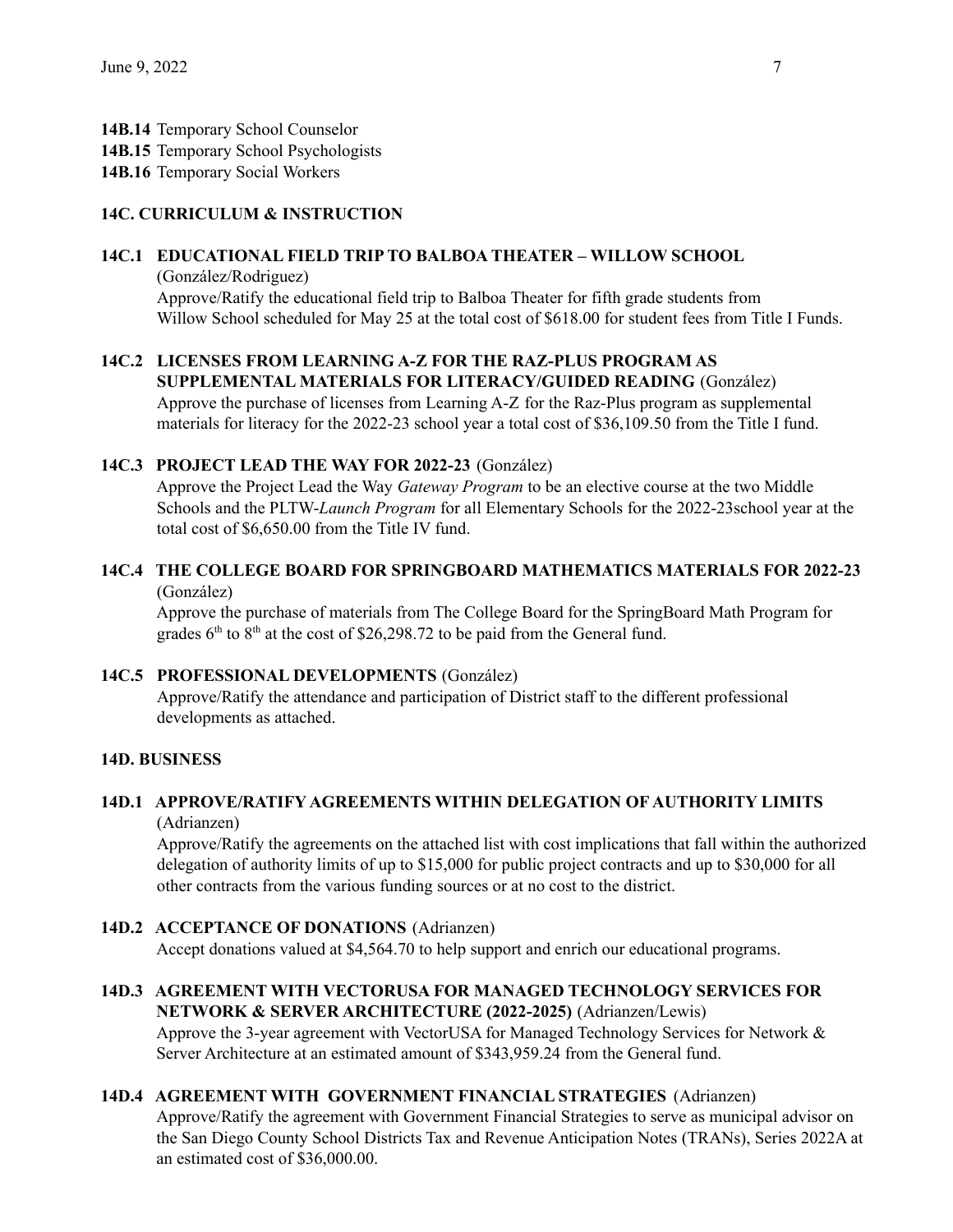**14B.14** Temporary School Counselor
**14B.15** Temporary School Psychologists
**14B.16** Temporary Social Workers

## 14C. CURRICULUM & INSTRUCTION

### 14C.1 EDUCATIONAL FIELD TRIP TO BALBOA THEATER – WILLOW SCHOOL

(González/Rodriguez)
Approve/Ratify the educational field trip to Balboa Theater for fifth grade students from Willow School scheduled for May 25 at the total cost of $618.00 for student fees from Title I Funds.

### 14C.2 LICENSES FROM LEARNING A-Z FOR THE RAZ-PLUS PROGRAM AS SUPPLEMENTAL MATERIALS FOR LITERACY/GUIDED READING (González)

Approve the purchase of licenses from Learning A-Z for the Raz-Plus program as supplemental materials for literacy for the 2022-23 school year a total cost of $36,109.50 from the Title I fund.

### 14C.3 PROJECT LEAD THE WAY FOR 2022-23 (González)

Approve the Project Lead the Way *Gateway Program* to be an elective course at the two Middle Schools and the PLTW-*Launch Program* for all Elementary Schools for the 2022-23school year at the total cost of $6,650.00 from the Title IV fund.

### 14C.4 THE COLLEGE BOARD FOR SPRINGBOARD MATHEMATICS MATERIALS FOR 2022-23

(González)
Approve the purchase of materials from The College Board for the SpringBoard Math Program for grades 6th to 8th at the cost of $26,298.72 to be paid from the General fund.

### 14C.5 PROFESSIONAL DEVELOPMENTS (González)

Approve/Ratify the attendance and participation of District staff to the different professional developments as attached.

## 14D. BUSINESS

### 14D.1 APPROVE/RATIFY AGREEMENTS WITHIN DELEGATION OF AUTHORITY LIMITS

(Adrianzen)
Approve/Ratify the agreements on the attached list with cost implications that fall within the authorized delegation of authority limits of up to $15,000 for public project contracts and up to $30,000 for all other contracts from the various funding sources or at no cost to the district.

### 14D.2 ACCEPTANCE OF DONATIONS (Adrianzen)

Accept donations valued at $4,564.70 to help support and enrich our educational programs.

### 14D.3 AGREEMENT WITH VECTORUSA FOR MANAGED TECHNOLOGY SERVICES FOR NETWORK & SERVER ARCHITECTURE (2022-2025) (Adrianzen/Lewis)

Approve the 3-year agreement with VectorUSA for Managed Technology Services for Network & Server Architecture at an estimated amount of $343,959.24 from the General fund.

### 14D.4 AGREEMENT WITH GOVERNMENT FINANCIAL STRATEGIES (Adrianzen)

Approve/Ratify the agreement with Government Financial Strategies to serve as municipal advisor on the San Diego County School Districts Tax and Revenue Anticipation Notes (TRANs), Series 2022A at an estimated cost of $36,000.00.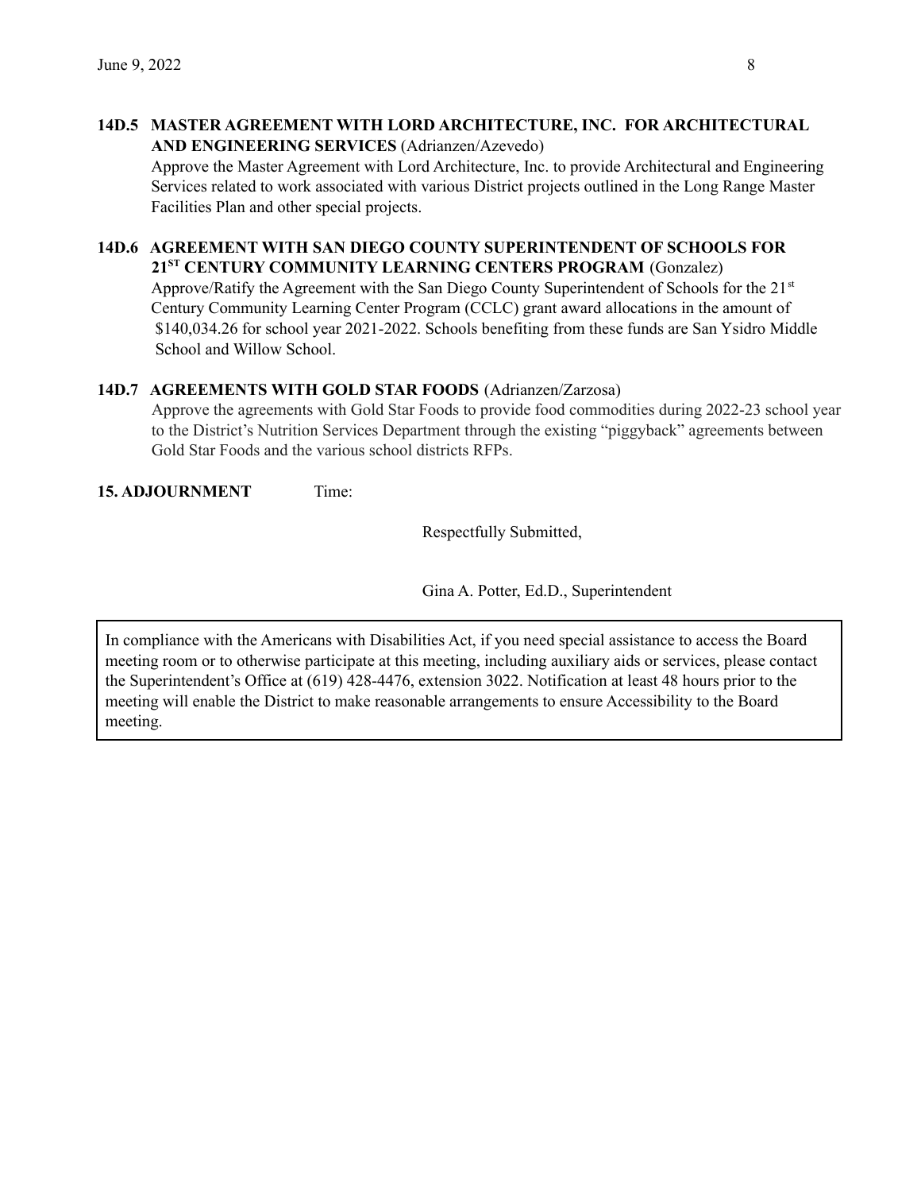**14D.5 MASTER AGREEMENT WITH LORD ARCHITECTURE, INC. FOR ARCHITECTURAL AND ENGINEERING SERVICES** (Adrianzen/Azevedo)

Approve the Master Agreement with Lord Architecture, Inc. to provide Architectural and Engineering Services related to work associated with various District projects outlined in the Long Range Master Facilities Plan and other special projects.

**14D.6 AGREEMENT WITH SAN DIEGO COUNTY SUPERINTENDENT OF SCHOOLS FOR 21ST CENTURY COMMUNITY LEARNING CENTERS PROGRAM** (Gonzalez)

Approve/Ratify the Agreement with the San Diego County Superintendent of Schools for the 21st Century Community Learning Center Program (CCLC) grant award allocations in the amount of $140,034.26 for school year 2021-2022. Schools benefiting from these funds are San Ysidro Middle School and Willow School.

**14D.7 AGREEMENTS WITH GOLD STAR FOODS** (Adrianzen/Zarzosa)

Approve the agreements with Gold Star Foods to provide food commodities during 2022-23 school year to the District's Nutrition Services Department through the existing "piggyback" agreements between Gold Star Foods and the various school districts RFPs.

**15. ADJOURNMENT** Time:

Respectfully Submitted,

Gina A. Potter, Ed.D., Superintendent

In compliance with the Americans with Disabilities Act, if you need special assistance to access the Board meeting room or to otherwise participate at this meeting, including auxiliary aids or services, please contact the Superintendent's Office at (619) 428-4476, extension 3022. Notification at least 48 hours prior to the meeting will enable the District to make reasonable arrangements to ensure Accessibility to the Board meeting.